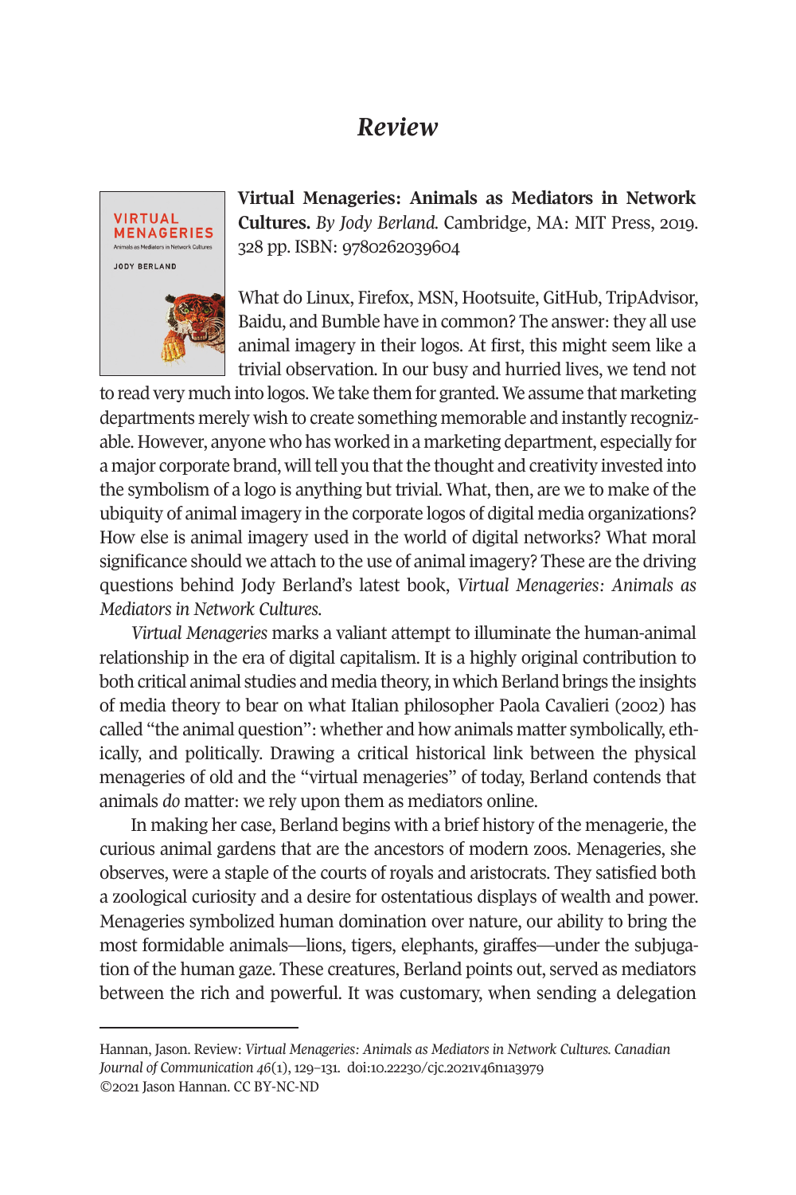# *Review*

**Virtual Menageries: Animals as Mediators in Network Cultures.** *By Jody Berland.* Cambridge, MA: MIT Press, 2019. 328 pp. ISBN: 9780262039604

What do Linux, Firefox, MSN, Hootsuite, GitHub, TripAdvisor, Baidu, and Bumble have in common? The answer: they all use animal imagery in their logos. At first, this might seem like a trivial observation. In our busy and hurried lives, we tend not to read very much into logos. We take them for granted. We assume that marketing departments merely wish to create something memorable and instantly recognizable. However, anyone who has worked in a marketing department, especially for a major corporate brand, will tell you that the thought and creativity invested into the symbolism of a logo is anything but trivial. What, then, are we to make of the ubiquity of animal imagery in the corporate logos of digital media organizations? How else is animal imagery used in the world of digital networks? What moral significance should we attach to the use of animal imagery? These are the driving questions behind Jody Berland's latest book, *Virtual Menageries: Animals as Mediators in Network Cultures.*

*Virtual Menageries* marks a valiant attempt to illuminate the human-animal relationship in the era of digital capitalism. It is a highly original contribution to both critical animal studies and media theory, in which Berland brings the insights of media theory to bear on what Italian philosopher Paola Cavalieri (2002) has called "the animal question": whether and how animals matter symbolically, ethically, and politically. Drawing a critical historical link between the physical menageries of old and the "virtual menageries" of today, Berland contends that animals *do* matter: we rely upon them as mediators online.

In making her case, Berland begins with a brief history of the menagerie, the curious animal gardens that are the ancestors of modern zoos. Menageries, she observes, were a staple of the courts of royals and aristocrats. They satisfied both a zoological curiosity and a desire for ostentatious displays of wealth and power. Menageries symbolized human domination over nature, our ability to bring the most formidable animals—lions, tigers, elephants, giraffes—under the subjugation of the human gaze. These creatures, Berland points out, served as mediators between the rich and powerful. It was customary, when sending a delegation

---

Hannan, Jason. Review: *Virtual Menageries: Animals as Mediators in Network Cultures. Canadian Journal of Communication 46*(1), 129–131. doi:10.22230/cjc.2021v46n1a3979
©2021 Jason Hannan. CC BY-NC-ND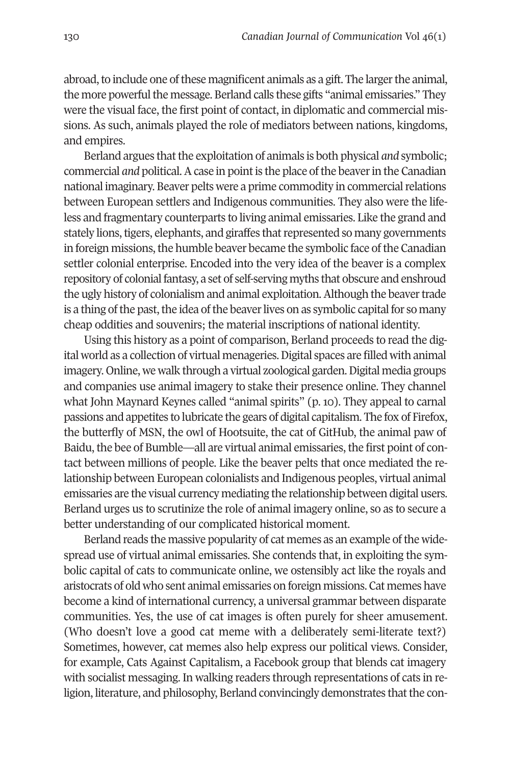abroad, to include one of these magnificent animals as a gift. The larger the animal, the more powerful the message. Berland calls these gifts "animal emissaries." They were the visual face, the first point of contact, in diplomatic and commercial missions. As such, animals played the role of mediators between nations, kingdoms, and empires.

Berland argues that the exploitation of animals is both physical *and* symbolic; commercial *and* political. A case in point is the place of the beaver in the Canadian national imaginary. Beaver pelts were a prime commodity in commercial relations between European settlers and Indigenous communities. They also were the lifeless and fragmentary counterparts to living animal emissaries. Like the grand and stately lions, tigers, elephants, and giraffes that represented so many governments in foreign missions, the humble beaver became the symbolic face of the Canadian settler colonial enterprise. Encoded into the very idea of the beaver is a complex repository of colonial fantasy, a set of self-serving myths that obscure and enshroud the ugly history of colonialism and animal exploitation. Although the beaver trade is a thing of the past, the idea of the beaver lives on as symbolic capital for so many cheap oddities and souvenirs; the material inscriptions of national identity.

Using this history as a point of comparison, Berland proceeds to read the digital world as a collection of virtual menageries. Digital spaces are filled with animal imagery. Online, we walk through a virtual zoological garden. Digital media groups and companies use animal imagery to stake their presence online. They channel what John Maynard Keynes called "animal spirits" (p. 10). They appeal to carnal passions and appetites to lubricate the gears of digital capitalism. The fox of Firefox, the butterfly of MSN, the owl of Hootsuite, the cat of GitHub, the animal paw of Baidu, the bee of Bumble—all are virtual animal emissaries, the first point of contact between millions of people. Like the beaver pelts that once mediated the relationship between European colonialists and Indigenous peoples, virtual animal emissaries are the visual currency mediating the relationship between digital users. Berland urges us to scrutinize the role of animal imagery online, so as to secure a better understanding of our complicated historical moment.

Berland reads the massive popularity of cat memes as an example of the widespread use of virtual animal emissaries. She contends that, in exploiting the symbolic capital of cats to communicate online, we ostensibly act like the royals and aristocrats of old who sent animal emissaries on foreign missions. Cat memes have become a kind of international currency, a universal grammar between disparate communities. Yes, the use of cat images is often purely for sheer amusement. (Who doesn't love a good cat meme with a deliberately semi-literate text?) Sometimes, however, cat memes also help express our political views. Consider, for example, Cats Against Capitalism, a Facebook group that blends cat imagery with socialist messaging. In walking readers through representations of cats in religion, literature, and philosophy, Berland convincingly demonstrates that the con-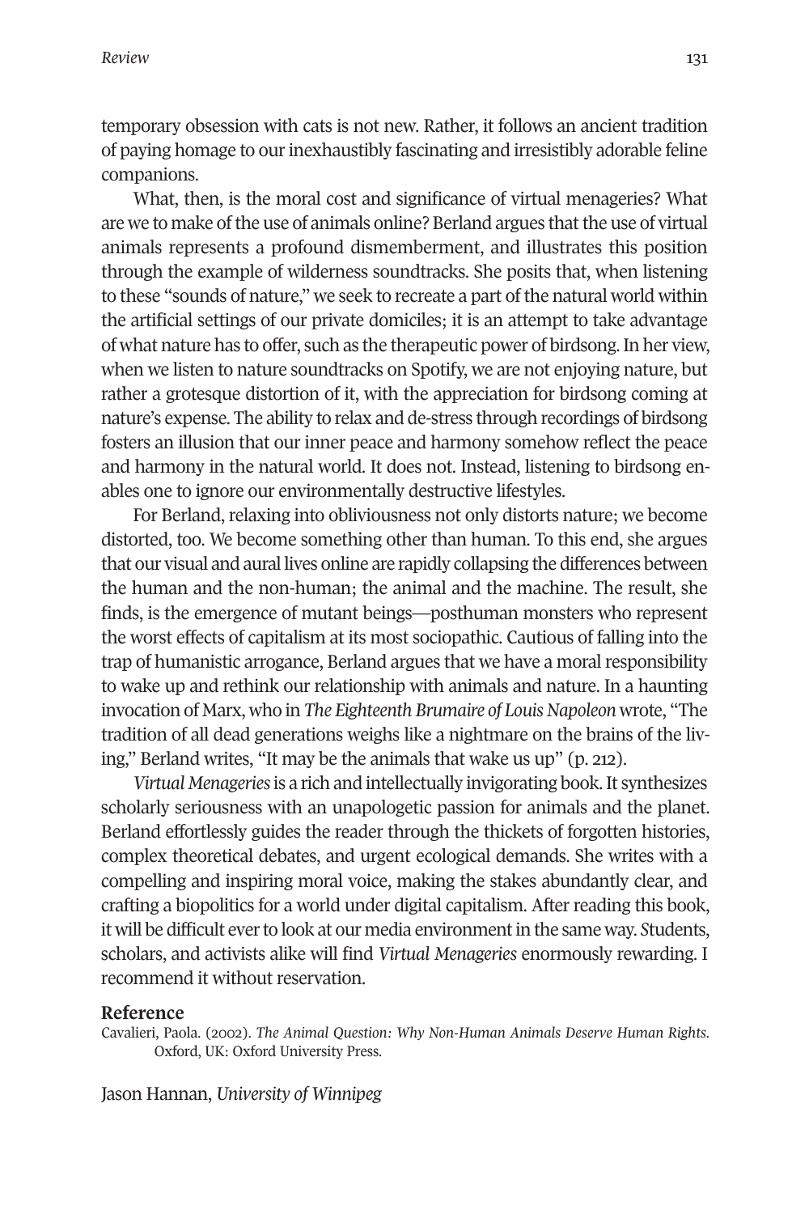temporary obsession with cats is not new. Rather, it follows an ancient tradition of paying homage to our inexhaustibly fascinating and irresistibly adorable feline companions.

What, then, is the moral cost and significance of virtual menageries? What are we to make of the use of animals online? Berland argues that the use of virtual animals represents a profound dismemberment, and illustrates this position through the example of wilderness soundtracks. She posits that, when listening to these "sounds of nature," we seek to recreate a part of the natural world within the artificial settings of our private domiciles; it is an attempt to take advantage of what nature has to offer, such as the therapeutic power of birdsong. In her view, when we listen to nature soundtracks on Spotify, we are not enjoying nature, but rather a grotesque distortion of it, with the appreciation for birdsong coming at nature's expense. The ability to relax and de-stress through recordings of birdsong fosters an illusion that our inner peace and harmony somehow reflect the peace and harmony in the natural world. It does not. Instead, listening to birdsong enables one to ignore our environmentally destructive lifestyles.

For Berland, relaxing into obliviousness not only distorts nature; we become distorted, too. We become something other than human. To this end, she argues that our visual and aural lives online are rapidly collapsing the differences between the human and the non-human; the animal and the machine. The result, she finds, is the emergence of mutant beings—posthuman monsters who represent the worst effects of capitalism at its most sociopathic. Cautious of falling into the trap of humanistic arrogance, Berland argues that we have a moral responsibility to wake up and rethink our relationship with animals and nature. In a haunting invocation of Marx, who in *The Eighteenth Brumaire of Louis Napoleon* wrote, "The tradition of all dead generations weighs like a nightmare on the brains of the living," Berland writes, "It may be the animals that wake us up" (p. 212).

*Virtual Menageries* is a rich and intellectually invigorating book. It synthesizes scholarly seriousness with an unapologetic passion for animals and the planet. Berland effortlessly guides the reader through the thickets of forgotten histories, complex theoretical debates, and urgent ecological demands. She writes with a compelling and inspiring moral voice, making the stakes abundantly clear, and crafting a biopolitics for a world under digital capitalism. After reading this book, it will be difficult ever to look at our media environment in the same way. Students, scholars, and activists alike will find *Virtual Menageries* enormously rewarding. I recommend it without reservation.

**Reference**

Cavalieri, Paola. (2002). *The Animal Question: Why Non-Human Animals Deserve Human Rights*. Oxford, UK: Oxford University Press.

Jason Hannan, *University of Winnipeg*